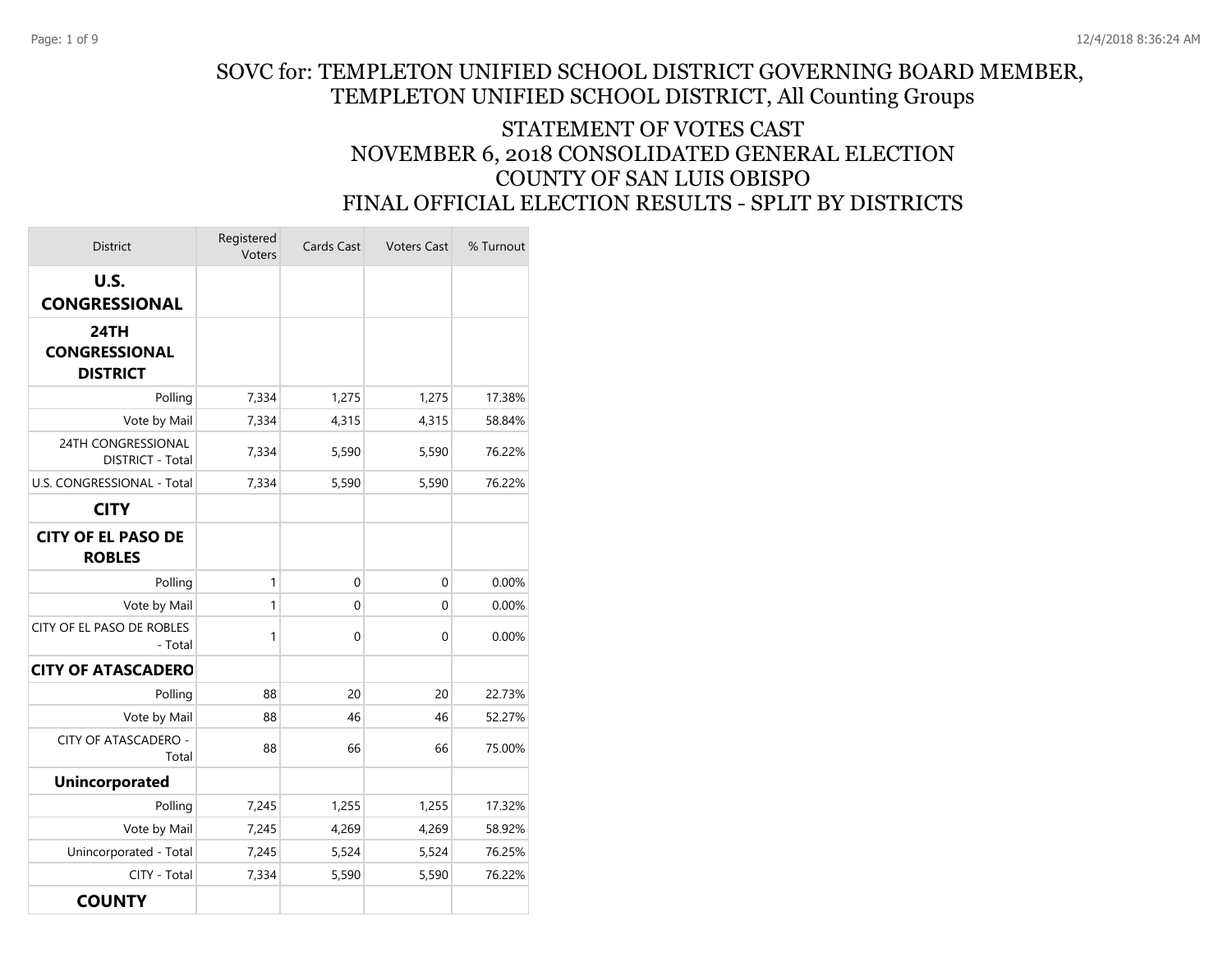# SOVC for: TEMPLETON UNIFIED SCHOOL DISTRICT GOVERNING BOARD MEMBER, TEMPLETON UNIFIED SCHOOL DISTRICT, All Counting Groups

## STATEMENT OF VOTES CAST
## NOVEMBER 6, 2018 CONSOLIDATED GENERAL ELECTION
## COUNTY OF SAN LUIS OBISPO
## FINAL OFFICIAL ELECTION RESULTS - SPLIT BY DISTRICTS

| District | Registered Voters | Cards Cast | Voters Cast | % Turnout |
|---|---|---|---|---|
| **U.S. CONGRESSIONAL** | | | | |
| **24TH CONGRESSIONAL DISTRICT** | | | | |
| Polling | 7,334 | 1,275 | 1,275 | 17.38% |
| Vote by Mail | 7,334 | 4,315 | 4,315 | 58.84% |
| 24TH CONGRESSIONAL DISTRICT - Total | 7,334 | 5,590 | 5,590 | 76.22% |
| U.S. CONGRESSIONAL - Total | 7,334 | 5,590 | 5,590 | 76.22% |
| **CITY** | | | | |
| **CITY OF EL PASO DE ROBLES** | | | | |
| Polling | 1 | 0 | 0 | 0.00% |
| Vote by Mail | 1 | 0 | 0 | 0.00% |
| CITY OF EL PASO DE ROBLES - Total | 1 | 0 | 0 | 0.00% |
| **CITY OF ATASCADERO** | | | | |
| Polling | 88 | 20 | 20 | 22.73% |
| Vote by Mail | 88 | 46 | 46 | 52.27% |
| CITY OF ATASCADERO - Total | 88 | 66 | 66 | 75.00% |
| **Unincorporated** | | | | |
| Polling | 7,245 | 1,255 | 1,255 | 17.32% |
| Vote by Mail | 7,245 | 4,269 | 4,269 | 58.92% |
| Unincorporated - Total | 7,245 | 5,524 | 5,524 | 76.25% |
| CITY - Total | 7,334 | 5,590 | 5,590 | 76.22% |
| **COUNTY** | | | | |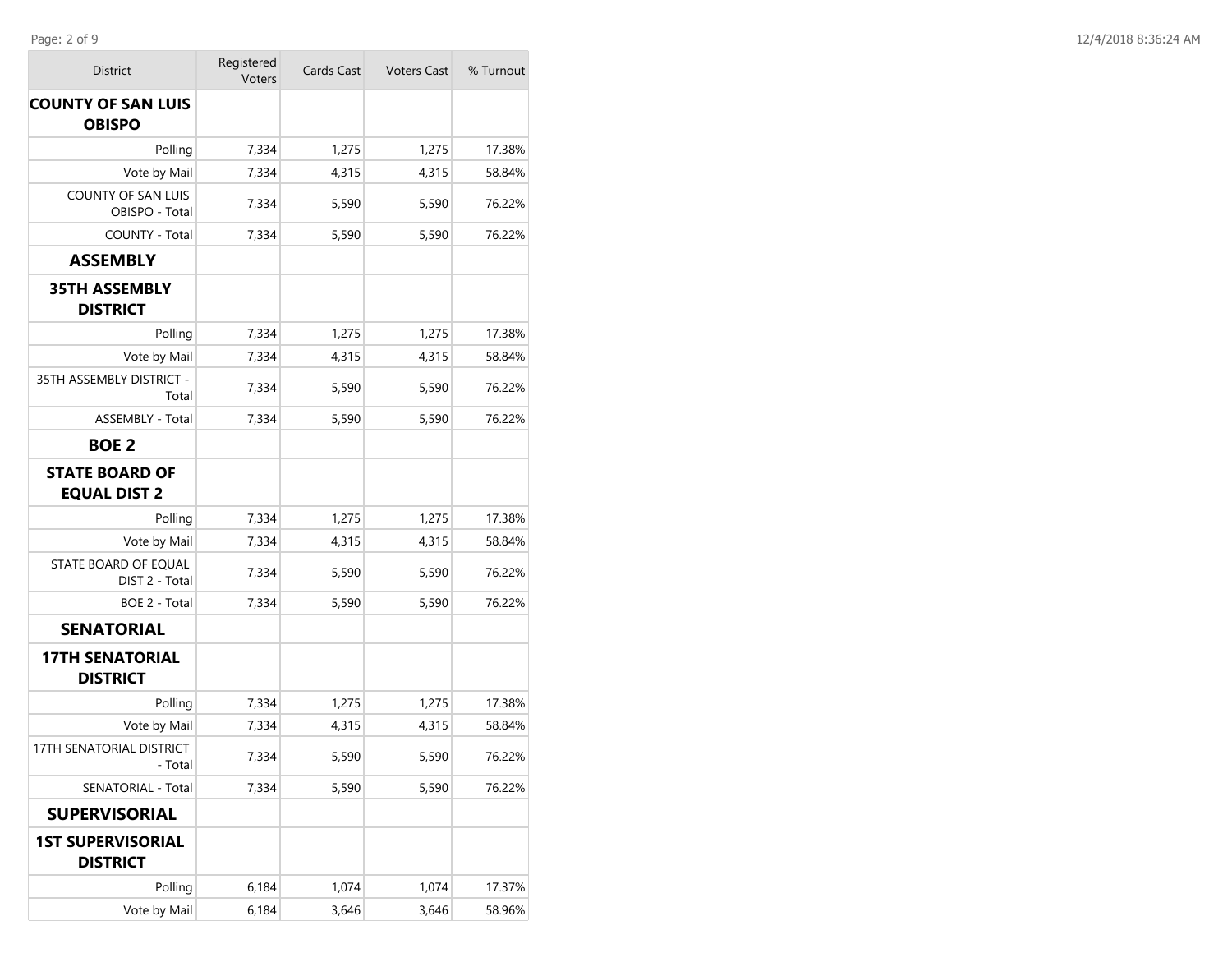| District | Registered Voters | Cards Cast | Voters Cast | % Turnout |
|---|---|---|---|---|
| **COUNTY OF SAN LUIS OBISPO** | | | | |
| Polling | 7,334 | 1,275 | 1,275 | 17.38% |
| Vote by Mail | 7,334 | 4,315 | 4,315 | 58.84% |
| COUNTY OF SAN LUIS OBISPO - Total | 7,334 | 5,590 | 5,590 | 76.22% |
| COUNTY - Total | 7,334 | 5,590 | 5,590 | 76.22% |
| **ASSEMBLY** | | | | |
| **35TH ASSEMBLY DISTRICT** | | | | |
| Polling | 7,334 | 1,275 | 1,275 | 17.38% |
| Vote by Mail | 7,334 | 4,315 | 4,315 | 58.84% |
| 35TH ASSEMBLY DISTRICT - Total | 7,334 | 5,590 | 5,590 | 76.22% |
| ASSEMBLY - Total | 7,334 | 5,590 | 5,590 | 76.22% |
| **BOE 2** | | | | |
| **STATE BOARD OF EQUAL DIST 2** | | | | |
| Polling | 7,334 | 1,275 | 1,275 | 17.38% |
| Vote by Mail | 7,334 | 4,315 | 4,315 | 58.84% |
| STATE BOARD OF EQUAL DIST 2 - Total | 7,334 | 5,590 | 5,590 | 76.22% |
| BOE 2 - Total | 7,334 | 5,590 | 5,590 | 76.22% |
| **SENATORIAL** | | | | |
| **17TH SENATORIAL DISTRICT** | | | | |
| Polling | 7,334 | 1,275 | 1,275 | 17.38% |
| Vote by Mail | 7,334 | 4,315 | 4,315 | 58.84% |
| 17TH SENATORIAL DISTRICT - Total | 7,334 | 5,590 | 5,590 | 76.22% |
| SENATORIAL - Total | 7,334 | 5,590 | 5,590 | 76.22% |
| **SUPERVISORIAL** | | | | |
| **1ST SUPERVISORIAL DISTRICT** | | | | |
| Polling | 6,184 | 1,074 | 1,074 | 17.37% |
| Vote by Mail | 6,184 | 3,646 | 3,646 | 58.96% |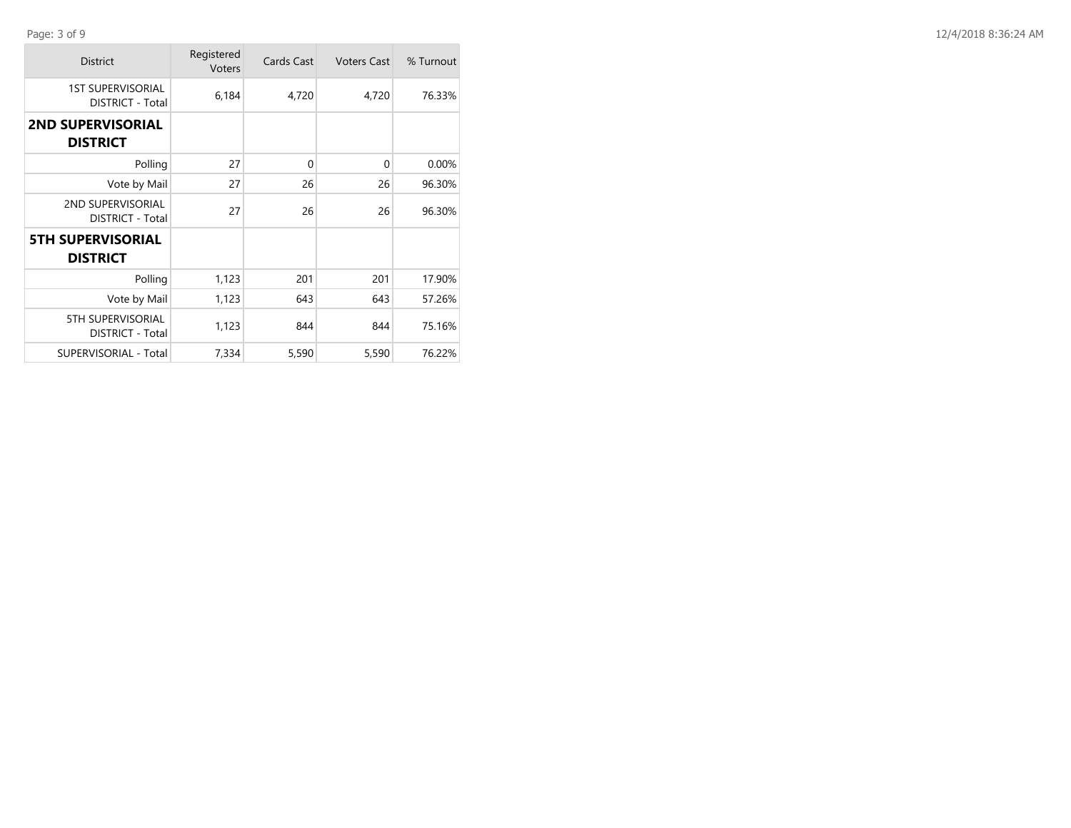| District | Registered Voters | Cards Cast | Voters Cast | % Turnout |
|---|---|---|---|---|
| 1ST SUPERVISORIAL DISTRICT - Total | 6,184 | 4,720 | 4,720 | 76.33% |
| **2ND SUPERVISORIAL DISTRICT** | | | | |
| Polling | 27 | 0 | 0 | 0.00% |
| Vote by Mail | 27 | 26 | 26 | 96.30% |
| 2ND SUPERVISORIAL DISTRICT - Total | 27 | 26 | 26 | 96.30% |
| **5TH SUPERVISORIAL DISTRICT** | | | | |
| Polling | 1,123 | 201 | 201 | 17.90% |
| Vote by Mail | 1,123 | 643 | 643 | 57.26% |
| 5TH SUPERVISORIAL DISTRICT - Total | 1,123 | 844 | 844 | 75.16% |
| SUPERVISORIAL - Total | 7,334 | 5,590 | 5,590 | 76.22% |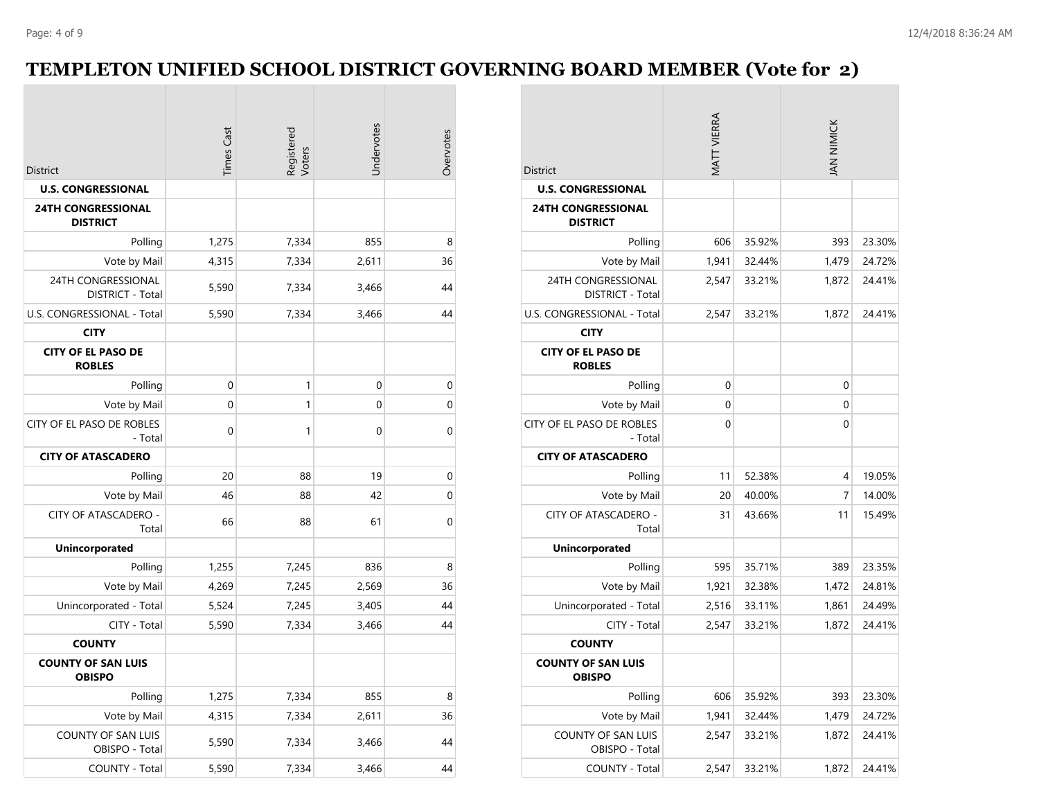# TEMPLETON UNIFIED SCHOOL DISTRICT GOVERNING BOARD MEMBER (Vote for 2)

| District | Times Cast | Registered Voters | Undervotes | Overvotes |
|---|---|---|---|---|
| **U.S. CONGRESSIONAL** | | | | |
| **24TH CONGRESSIONAL DISTRICT** | | | | |
| Polling | 1,275 | 7,334 | 855 | 8 |
| Vote by Mail | 4,315 | 7,334 | 2,611 | 36 |
| 24TH CONGRESSIONAL DISTRICT - Total | 5,590 | 7,334 | 3,466 | 44 |
| U.S. CONGRESSIONAL - Total | 5,590 | 7,334 | 3,466 | 44 |
| **CITY** | | | | |
| **CITY OF EL PASO DE ROBLES** | | | | |
| Polling | 0 | 1 | 0 | 0 |
| Vote by Mail | 0 | 1 | 0 | 0 |
| CITY OF EL PASO DE ROBLES - Total | 0 | 1 | 0 | 0 |
| **CITY OF ATASCADERO** | | | | |
| Polling | 20 | 88 | 19 | 0 |
| Vote by Mail | 46 | 88 | 42 | 0 |
| CITY OF ATASCADERO - Total | 66 | 88 | 61 | 0 |
| **Unincorporated** | | | | |
| Polling | 1,255 | 7,245 | 836 | 8 |
| Vote by Mail | 4,269 | 7,245 | 2,569 | 36 |
| Unincorporated - Total | 5,524 | 7,245 | 3,405 | 44 |
| CITY - Total | 5,590 | 7,334 | 3,466 | 44 |
| **COUNTY** | | | | |
| **COUNTY OF SAN LUIS OBISPO** | | | | |
| Polling | 1,275 | 7,334 | 855 | 8 |
| Vote by Mail | 4,315 | 7,334 | 2,611 | 36 |
| COUNTY OF SAN LUIS OBISPO - Total | 5,590 | 7,334 | 3,466 | 44 |
| COUNTY - Total | 5,590 | 7,334 | 3,466 | 44 |

| District | MATT VIERRA | | JAN NIMICK | |
|---|---|---|---|---|
| **U.S. CONGRESSIONAL** | | | | |
| **24TH CONGRESSIONAL DISTRICT** | | | | |
| Polling | 606 | 35.92% | 393 | 23.30% |
| Vote by Mail | 1,941 | 32.44% | 1,479 | 24.72% |
| 24TH CONGRESSIONAL DISTRICT - Total | 2,547 | 33.21% | 1,872 | 24.41% |
| U.S. CONGRESSIONAL - Total | 2,547 | 33.21% | 1,872 | 24.41% |
| **CITY** | | | | |
| **CITY OF EL PASO DE ROBLES** | | | | |
| Polling | 0 | | 0 | |
| Vote by Mail | 0 | | 0 | |
| CITY OF EL PASO DE ROBLES - Total | 0 | | 0 | |
| **CITY OF ATASCADERO** | | | | |
| Polling | 11 | 52.38% | 4 | 19.05% |
| Vote by Mail | 20 | 40.00% | 7 | 14.00% |
| CITY OF ATASCADERO - Total | 31 | 43.66% | 11 | 15.49% |
| **Unincorporated** | | | | |
| Polling | 595 | 35.71% | 389 | 23.35% |
| Vote by Mail | 1,921 | 32.38% | 1,472 | 24.81% |
| Unincorporated - Total | 2,516 | 33.11% | 1,861 | 24.49% |
| CITY - Total | 2,547 | 33.21% | 1,872 | 24.41% |
| **COUNTY** | | | | |
| **COUNTY OF SAN LUIS OBISPO** | | | | |
| Polling | 606 | 35.92% | 393 | 23.30% |
| Vote by Mail | 1,941 | 32.44% | 1,479 | 24.72% |
| COUNTY OF SAN LUIS OBISPO - Total | 2,547 | 33.21% | 1,872 | 24.41% |
| COUNTY - Total | 2,547 | 33.21% | 1,872 | 24.41% |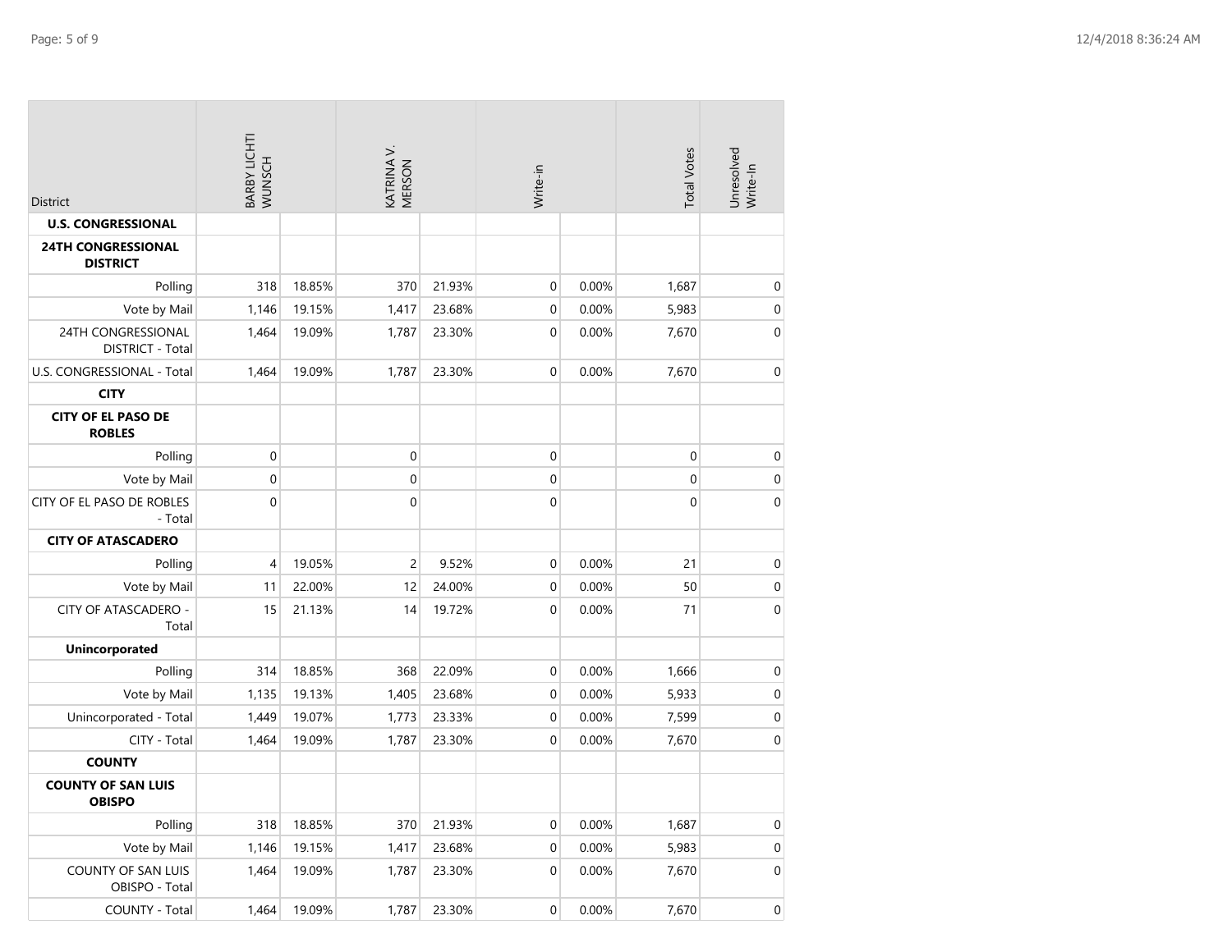| District | BARBY LICHTI WUNSCH | | KATRINA V. MERSON | | Write-in | | Total Votes | Unresolved Write-In |
|---|---|---|---|---|---|---|---|---|
| **U.S. CONGRESSIONAL** | | | | | | | | |
| **24TH CONGRESSIONAL DISTRICT** | | | | | | | | |
| Polling | 318 | 18.85% | 370 | 21.93% | 0 | 0.00% | 1,687 | 0 |
| Vote by Mail | 1,146 | 19.15% | 1,417 | 23.68% | 0 | 0.00% | 5,983 | 0 |
| 24TH CONGRESSIONAL DISTRICT - Total | 1,464 | 19.09% | 1,787 | 23.30% | 0 | 0.00% | 7,670 | 0 |
| U.S. CONGRESSIONAL - Total | 1,464 | 19.09% | 1,787 | 23.30% | 0 | 0.00% | 7,670 | 0 |
| **CITY** | | | | | | | | |
| **CITY OF EL PASO DE ROBLES** | | | | | | | | |
| Polling | 0 | | 0 | | 0 | | 0 | 0 |
| Vote by Mail | 0 | | 0 | | 0 | | 0 | 0 |
| CITY OF EL PASO DE ROBLES - Total | 0 | | 0 | | 0 | | 0 | 0 |
| **CITY OF ATASCADERO** | | | | | | | | |
| Polling | 4 | 19.05% | 2 | 9.52% | 0 | 0.00% | 21 | 0 |
| Vote by Mail | 11 | 22.00% | 12 | 24.00% | 0 | 0.00% | 50 | 0 |
| CITY OF ATASCADERO - Total | 15 | 21.13% | 14 | 19.72% | 0 | 0.00% | 71 | 0 |
| **Unincorporated** | | | | | | | | |
| Polling | 314 | 18.85% | 368 | 22.09% | 0 | 0.00% | 1,666 | 0 |
| Vote by Mail | 1,135 | 19.13% | 1,405 | 23.68% | 0 | 0.00% | 5,933 | 0 |
| Unincorporated - Total | 1,449 | 19.07% | 1,773 | 23.33% | 0 | 0.00% | 7,599 | 0 |
| CITY - Total | 1,464 | 19.09% | 1,787 | 23.30% | 0 | 0.00% | 7,670 | 0 |
| **COUNTY** | | | | | | | | |
| **COUNTY OF SAN LUIS OBISPO** | | | | | | | | |
| Polling | 318 | 18.85% | 370 | 21.93% | 0 | 0.00% | 1,687 | 0 |
| Vote by Mail | 1,146 | 19.15% | 1,417 | 23.68% | 0 | 0.00% | 5,983 | 0 |
| COUNTY OF SAN LUIS OBISPO - Total | 1,464 | 19.09% | 1,787 | 23.30% | 0 | 0.00% | 7,670 | 0 |
| COUNTY - Total | 1,464 | 19.09% | 1,787 | 23.30% | 0 | 0.00% | 7,670 | 0 |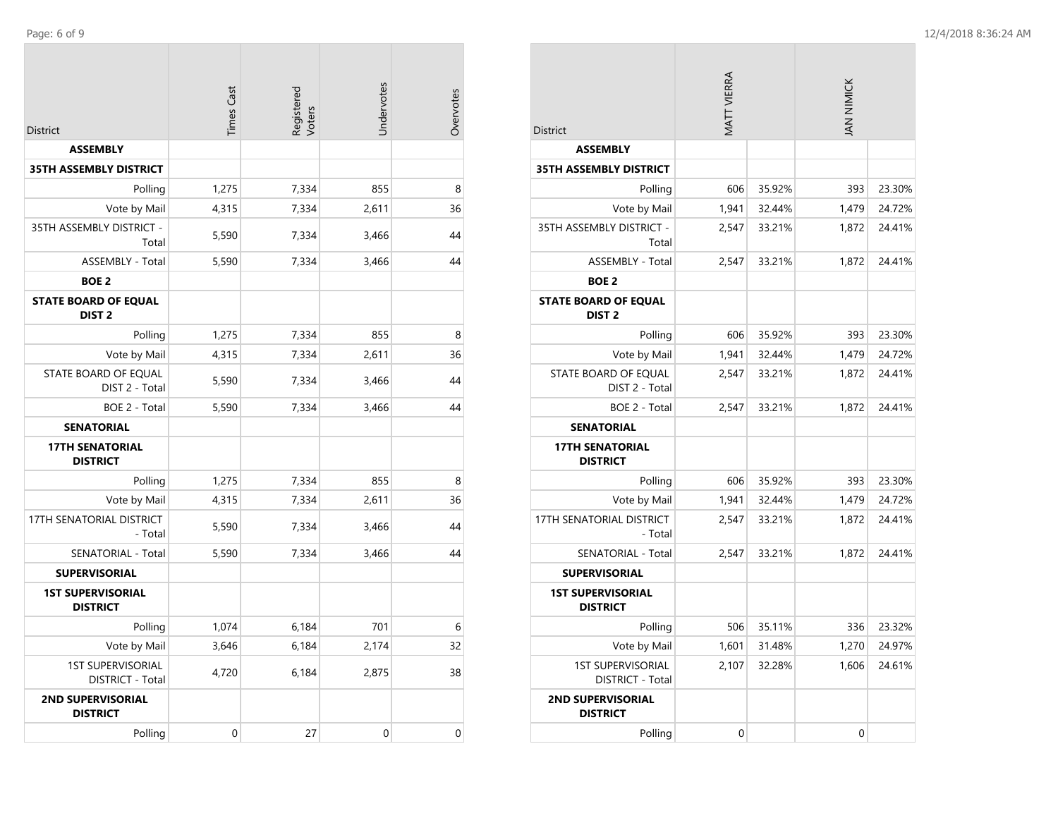| District | Times Cast | Registered Voters | Undervotes | Overvotes |
| --- | --- | --- | --- | --- |
| **ASSEMBLY** | | | | |
| **35TH ASSEMBLY DISTRICT** | | | | |
| Polling | 1,275 | 7,334 | 855 | 8 |
| Vote by Mail | 4,315 | 7,334 | 2,611 | 36 |
| 35TH ASSEMBLY DISTRICT - Total | 5,590 | 7,334 | 3,466 | 44 |
| ASSEMBLY - Total | 5,590 | 7,334 | 3,466 | 44 |
| **BOE 2** | | | | |
| **STATE BOARD OF EQUAL DIST 2** | | | | |
| Polling | 1,275 | 7,334 | 855 | 8 |
| Vote by Mail | 4,315 | 7,334 | 2,611 | 36 |
| STATE BOARD OF EQUAL DIST 2 - Total | 5,590 | 7,334 | 3,466 | 44 |
| BOE 2 - Total | 5,590 | 7,334 | 3,466 | 44 |
| **SENATORIAL** | | | | |
| **17TH SENATORIAL DISTRICT** | | | | |
| Polling | 1,275 | 7,334 | 855 | 8 |
| Vote by Mail | 4,315 | 7,334 | 2,611 | 36 |
| 17TH SENATORIAL DISTRICT - Total | 5,590 | 7,334 | 3,466 | 44 |
| SENATORIAL - Total | 5,590 | 7,334 | 3,466 | 44 |
| **SUPERVISORIAL** | | | | |
| **1ST SUPERVISORIAL DISTRICT** | | | | |
| Polling | 1,074 | 6,184 | 701 | 6 |
| Vote by Mail | 3,646 | 6,184 | 2,174 | 32 |
| 1ST SUPERVISORIAL DISTRICT - Total | 4,720 | 6,184 | 2,875 | 38 |
| **2ND SUPERVISORIAL DISTRICT** | | | | |
| Polling | 0 | 27 | 0 | 0 |

| District | MATT VIERRA | | JAN NIMICK | |
| --- | --- | --- | --- | --- |
| **ASSEMBLY** | | | | |
| **35TH ASSEMBLY DISTRICT** | | | | |
| Polling | 606 | 35.92% | 393 | 23.30% |
| Vote by Mail | 1,941 | 32.44% | 1,479 | 24.72% |
| 35TH ASSEMBLY DISTRICT - Total | 2,547 | 33.21% | 1,872 | 24.41% |
| ASSEMBLY - Total | 2,547 | 33.21% | 1,872 | 24.41% |
| **BOE 2** | | | | |
| **STATE BOARD OF EQUAL DIST 2** | | | | |
| Polling | 606 | 35.92% | 393 | 23.30% |
| Vote by Mail | 1,941 | 32.44% | 1,479 | 24.72% |
| STATE BOARD OF EQUAL DIST 2 - Total | 2,547 | 33.21% | 1,872 | 24.41% |
| BOE 2 - Total | 2,547 | 33.21% | 1,872 | 24.41% |
| **SENATORIAL** | | | | |
| **17TH SENATORIAL DISTRICT** | | | | |
| Polling | 606 | 35.92% | 393 | 23.30% |
| Vote by Mail | 1,941 | 32.44% | 1,479 | 24.72% |
| 17TH SENATORIAL DISTRICT - Total | 2,547 | 33.21% | 1,872 | 24.41% |
| SENATORIAL - Total | 2,547 | 33.21% | 1,872 | 24.41% |
| **SUPERVISORIAL** | | | | |
| **1ST SUPERVISORIAL DISTRICT** | | | | |
| Polling | 506 | 35.11% | 336 | 23.32% |
| Vote by Mail | 1,601 | 31.48% | 1,270 | 24.97% |
| 1ST SUPERVISORIAL DISTRICT - Total | 2,107 | 32.28% | 1,606 | 24.61% |
| **2ND SUPERVISORIAL DISTRICT** | | | | |
| Polling | 0 | | 0 | |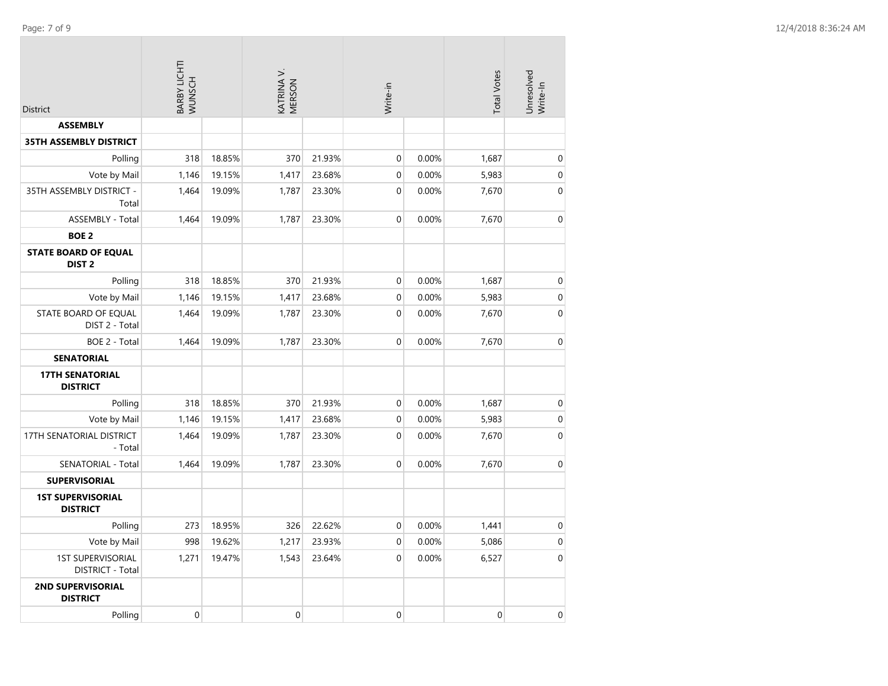| District | BARBY LICHTI WUNSCH | | KATRINA V. MERSON | | Write-in | | Total Votes | Unresolved Write-In |
|---|---|---|---|---|---|---|---|---|
| **ASSEMBLY** | | | | | | | | |
| **35TH ASSEMBLY DISTRICT** | | | | | | | | |
| Polling | 318 | 18.85% | 370 | 21.93% | 0 | 0.00% | 1,687 | 0 |
| Vote by Mail | 1,146 | 19.15% | 1,417 | 23.68% | 0 | 0.00% | 5,983 | 0 |
| 35TH ASSEMBLY DISTRICT - Total | 1,464 | 19.09% | 1,787 | 23.30% | 0 | 0.00% | 7,670 | 0 |
| ASSEMBLY - Total | 1,464 | 19.09% | 1,787 | 23.30% | 0 | 0.00% | 7,670 | 0 |
| **BOE 2** | | | | | | | | |
| **STATE BOARD OF EQUAL DIST 2** | | | | | | | | |
| Polling | 318 | 18.85% | 370 | 21.93% | 0 | 0.00% | 1,687 | 0 |
| Vote by Mail | 1,146 | 19.15% | 1,417 | 23.68% | 0 | 0.00% | 5,983 | 0 |
| STATE BOARD OF EQUAL DIST 2 - Total | 1,464 | 19.09% | 1,787 | 23.30% | 0 | 0.00% | 7,670 | 0 |
| BOE 2 - Total | 1,464 | 19.09% | 1,787 | 23.30% | 0 | 0.00% | 7,670 | 0 |
| **SENATORIAL** | | | | | | | | |
| **17TH SENATORIAL DISTRICT** | | | | | | | | |
| Polling | 318 | 18.85% | 370 | 21.93% | 0 | 0.00% | 1,687 | 0 |
| Vote by Mail | 1,146 | 19.15% | 1,417 | 23.68% | 0 | 0.00% | 5,983 | 0 |
| 17TH SENATORIAL DISTRICT - Total | 1,464 | 19.09% | 1,787 | 23.30% | 0 | 0.00% | 7,670 | 0 |
| SENATORIAL - Total | 1,464 | 19.09% | 1,787 | 23.30% | 0 | 0.00% | 7,670 | 0 |
| **SUPERVISORIAL** | | | | | | | | |
| **1ST SUPERVISORIAL DISTRICT** | | | | | | | | |
| Polling | 273 | 18.95% | 326 | 22.62% | 0 | 0.00% | 1,441 | 0 |
| Vote by Mail | 998 | 19.62% | 1,217 | 23.93% | 0 | 0.00% | 5,086 | 0 |
| 1ST SUPERVISORIAL DISTRICT - Total | 1,271 | 19.47% | 1,543 | 23.64% | 0 | 0.00% | 6,527 | 0 |
| **2ND SUPERVISORIAL DISTRICT** | | | | | | | | |
| Polling | 0 | | 0 | | 0 | | 0 | 0 |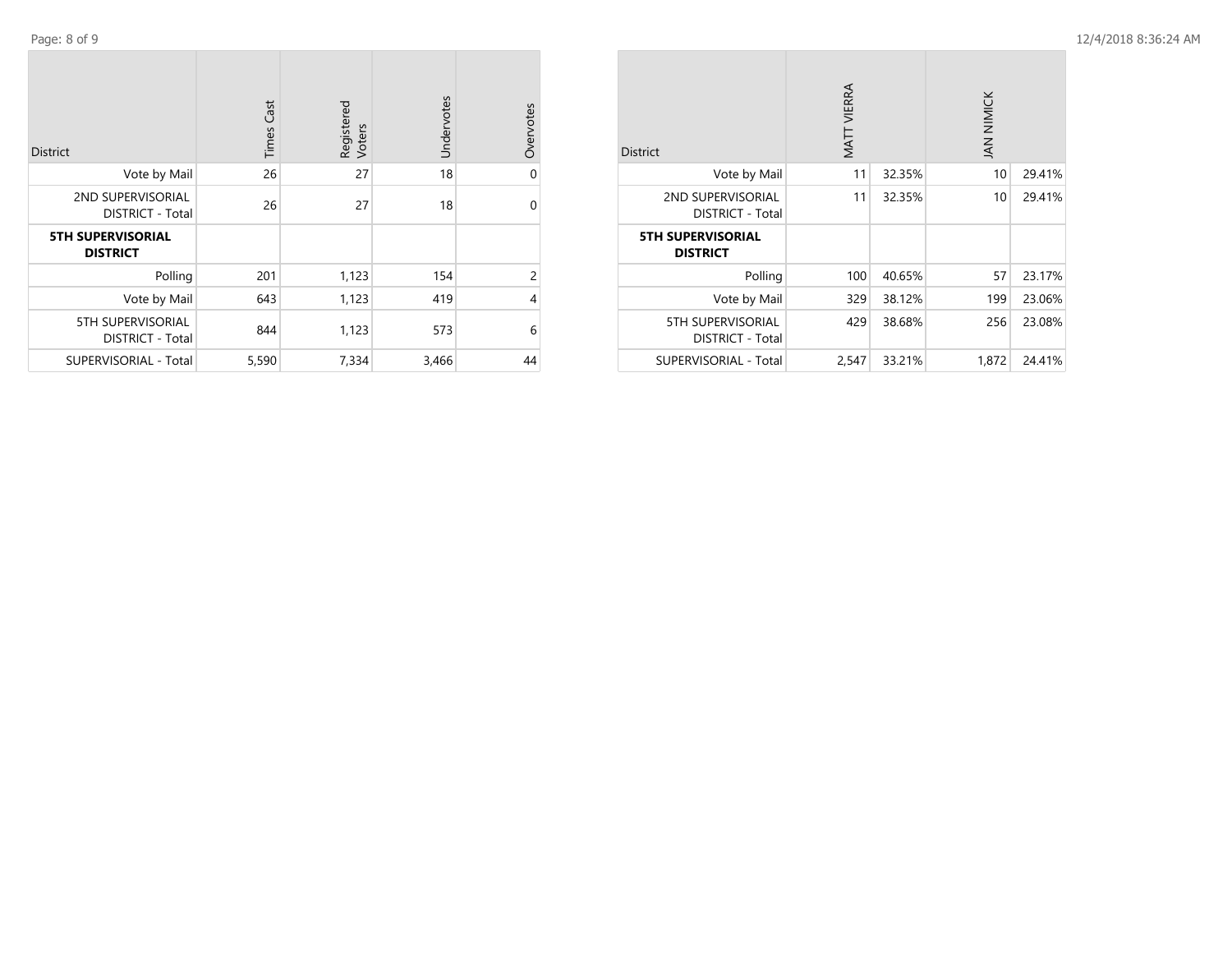| District | Times Cast | Registered Voters | Undervotes | Overvotes |
|---|---|---|---|---|
| Vote by Mail | 26 | 27 | 18 | 0 |
| 2ND SUPERVISORIAL DISTRICT - Total | 26 | 27 | 18 | 0 |
| **5TH SUPERVISORIAL DISTRICT** | | | | |
| Polling | 201 | 1,123 | 154 | 2 |
| Vote by Mail | 643 | 1,123 | 419 | 4 |
| 5TH SUPERVISORIAL DISTRICT - Total | 844 | 1,123 | 573 | 6 |
| SUPERVISORIAL - Total | 5,590 | 7,334 | 3,466 | 44 |

| District | MATT VIERRA | | JAN NIMICK | |
|---|---|---|---|---|
| Vote by Mail | 11 | 32.35% | 10 | 29.41% |
| 2ND SUPERVISORIAL DISTRICT - Total | 11 | 32.35% | 10 | 29.41% |
| **5TH SUPERVISORIAL DISTRICT** | | | | |
| Polling | 100 | 40.65% | 57 | 23.17% |
| Vote by Mail | 329 | 38.12% | 199 | 23.06% |
| 5TH SUPERVISORIAL DISTRICT - Total | 429 | 38.68% | 256 | 23.08% |
| SUPERVISORIAL - Total | 2,547 | 33.21% | 1,872 | 24.41% |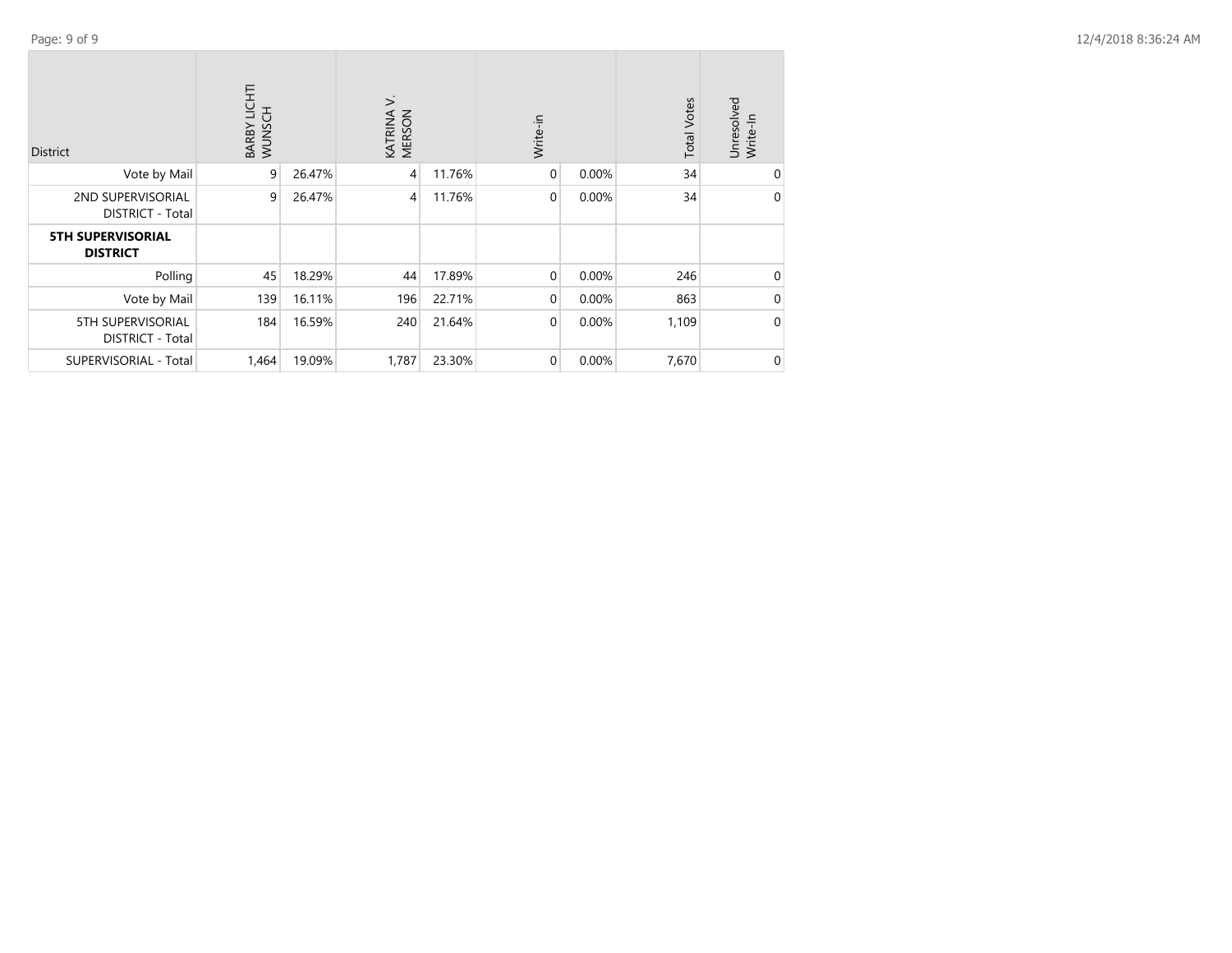| District | BARBY LICHTI WUNSCH | | KATRINA V. MERSON | | Write-in | | Total Votes | Unresolved Write-In |
|---|---|---|---|---|---|---|---|---|
| Vote by Mail | 9 | 26.47% | 4 | 11.76% | 0 | 0.00% | 34 | 0 |
| 2ND SUPERVISORIAL DISTRICT - Total | 9 | 26.47% | 4 | 11.76% | 0 | 0.00% | 34 | 0 |
| **5TH SUPERVISORIAL DISTRICT** | | | | | | | | |
| Polling | 45 | 18.29% | 44 | 17.89% | 0 | 0.00% | 246 | 0 |
| Vote by Mail | 139 | 16.11% | 196 | 22.71% | 0 | 0.00% | 863 | 0 |
| 5TH SUPERVISORIAL DISTRICT - Total | 184 | 16.59% | 240 | 21.64% | 0 | 0.00% | 1,109 | 0 |
| SUPERVISORIAL - Total | 1,464 | 19.09% | 1,787 | 23.30% | 0 | 0.00% | 7,670 | 0 |